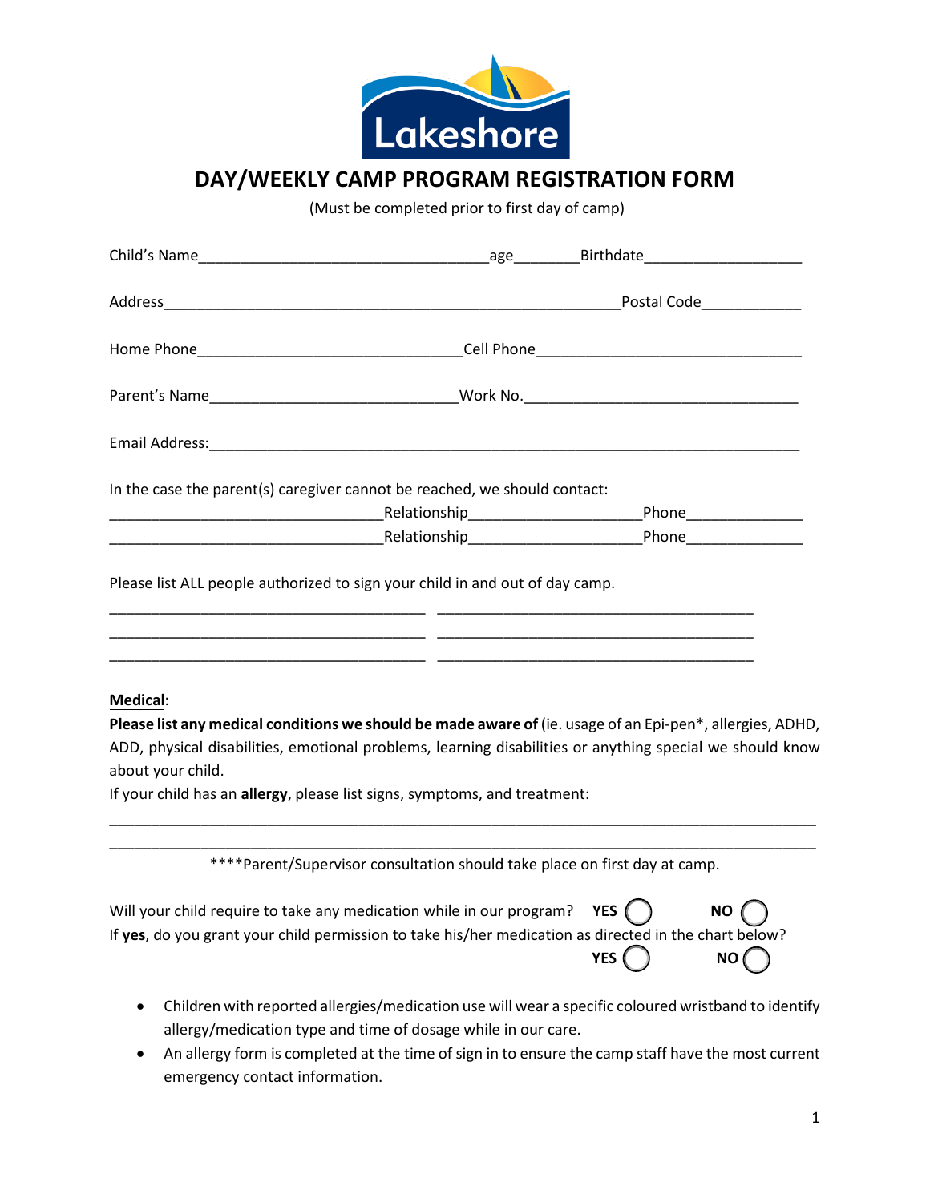Lakeshore

# DAY/WEEKLY CAMP PROGRAM REGISTRATION FORM

(Must be completed prior to first day of camp)

Child's Name___________________________________age________Birthdate___________________

Address_______________________________________________________Postal Code___________

Home Phone________________________________Cell Phone________________________________

Parent's Name______________________________Work No.__________________________________

Email Address:___________________________________________________________________

In the case the parent(s) caregiver cannot be reached, we should contact:

________________________________Relationship____________________Phone______________

________________________________Relationship____________________Phone______________

Please list ALL people authorized to sign your child in and out of day camp.

______________________________________ ______________________________________

______________________________________ ______________________________________

______________________________________ ______________________________________

**Medical**:

**Please list any medical conditions we should be made aware of** (ie. usage of an Epi-pen*, allergies, ADHD, ADD, physical disabilities, emotional problems, learning disabilities or anything special we should know about your child.

If your child has an **allergy**, please list signs, symptoms, and treatment:

_____________________________________________________________________________________

_____________________________________________________________________________________

****Parent/Supervisor consultation should take place on first day at camp.

Will your child require to take any medication while in our program? **YES** ◯ **NO** ◯

If **yes**, do you grant your child permission to take his/her medication as directed in the chart below?

**YES** ◯ **NO** ◯

- Children with reported allergies/medication use will wear a specific coloured wristband to identify allergy/medication type and time of dosage while in our care.
- An allergy form is completed at the time of sign in to ensure the camp staff have the most current emergency contact information.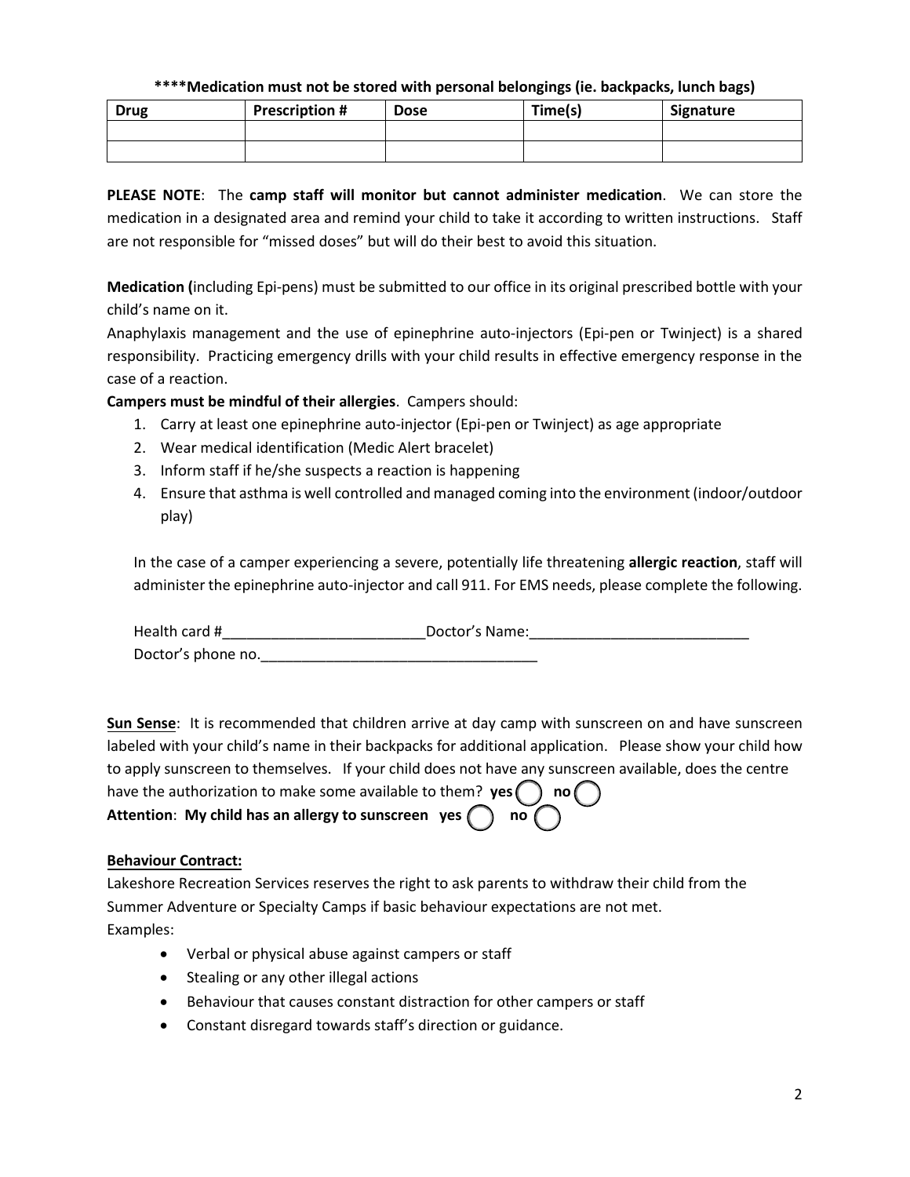**\*\*\*\*Medication must not be stored with personal belongings (ie. backpacks, lunch bags)**

| Drug | Prescription # | Dose | Time(s) | Signature |
|---|---|---|---|---|
| | | | | |
| | | | | |

**PLEASE NOTE**: The **camp staff will monitor but cannot administer medication**. We can store the medication in a designated area and remind your child to take it according to written instructions. Staff are not responsible for "missed doses" but will do their best to avoid this situation.

**Medication (**including Epi-pens) must be submitted to our office in its original prescribed bottle with your child's name on it.

Anaphylaxis management and the use of epinephrine auto-injectors (Epi-pen or Twinject) is a shared responsibility. Practicing emergency drills with your child results in effective emergency response in the case of a reaction.

**Campers must be mindful of their allergies**. Campers should:

1. Carry at least one epinephrine auto-injector (Epi-pen or Twinject) as age appropriate
2. Wear medical identification (Medic Alert bracelet)
3. Inform staff if he/she suspects a reaction is happening
4. Ensure that asthma is well controlled and managed coming into the environment (indoor/outdoor play)

In the case of a camper experiencing a severe, potentially life threatening **allergic reaction**, staff will administer the epinephrine auto-injector and call 911. For EMS needs, please complete the following.

Health card #_________________________Doctor's Name:___________________________

Doctor's phone no.__________________________________

**Sun Sense**: It is recommended that children arrive at day camp with sunscreen on and have sunscreen labeled with your child's name in their backpacks for additional application. Please show your child how to apply sunscreen to themselves. If your child does not have any sunscreen available, does the centre have the authorization to make some available to them? **yes** ◯ **no** ◯

**Attention**: **My child has an allergy to sunscreen yes** ◯ **no** ◯

**Behaviour Contract:**

Lakeshore Recreation Services reserves the right to ask parents to withdraw their child from the Summer Adventure or Specialty Camps if basic behaviour expectations are not met.

Examples:

- Verbal or physical abuse against campers or staff
- Stealing or any other illegal actions
- Behaviour that causes constant distraction for other campers or staff
- Constant disregard towards staff's direction or guidance.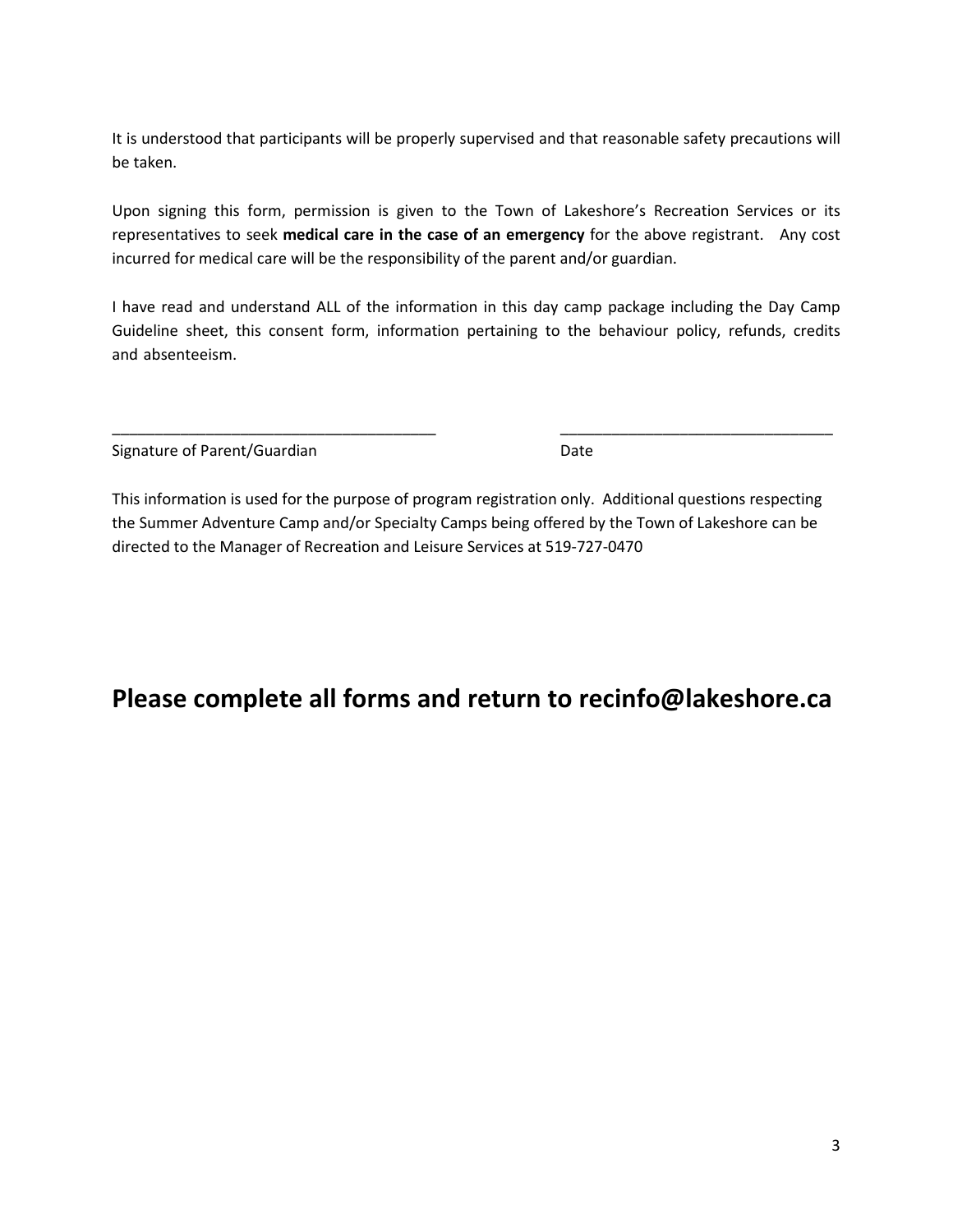It is understood that participants will be properly supervised and that reasonable safety precautions will be taken.

Upon signing this form, permission is given to the Town of Lakeshore's Recreation Services or its representatives to seek **medical care in the case of an emergency** for the above registrant. Any cost incurred for medical care will be the responsibility of the parent and/or guardian.

I have read and understand ALL of the information in this day camp package including the Day Camp Guideline sheet, this consent form, information pertaining to the behaviour policy, refunds, credits and absenteeism.

_______________________________________ ________________________________

Signature of Parent/Guardian Date

This information is used for the purpose of program registration only. Additional questions respecting the Summer Adventure Camp and/or Specialty Camps being offered by the Town of Lakeshore can be directed to the Manager of Recreation and Leisure Services at 519-727-0470

## Please complete all forms and return to recinfo@lakeshore.ca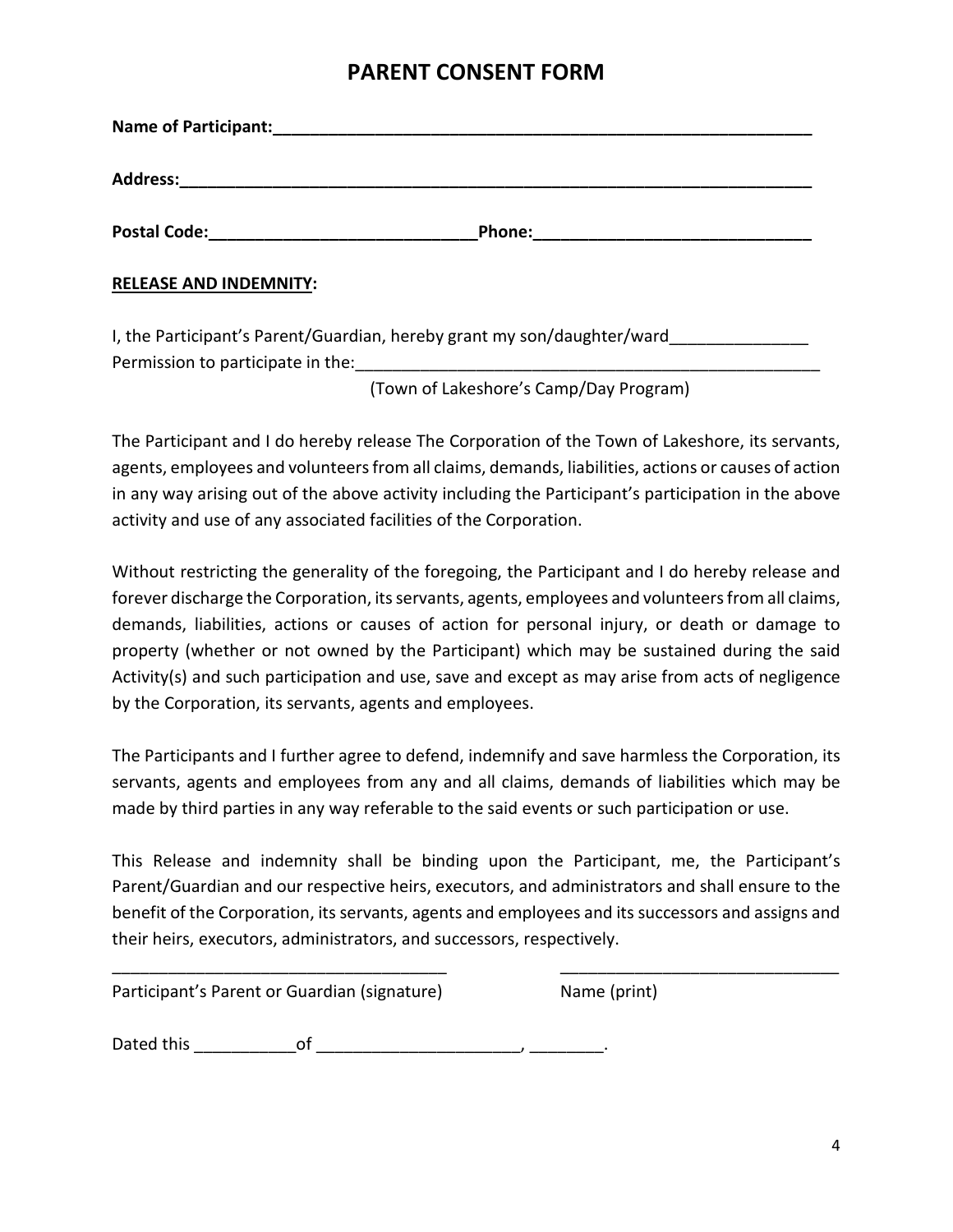# PARENT CONSENT FORM

**Name of Participant:**______________________________________________________________

**Address:**______________________________________________________________________

**Postal Code:**____________________________**Phone:**_____________________________

**RELEASE AND INDEMNITY:**

I, the Participant's Parent/Guardian, hereby grant my son/daughter/ward_______________
Permission to participate in the:____________________________________________________
(Town of Lakeshore's Camp/Day Program)

The Participant and I do hereby release The Corporation of the Town of Lakeshore, its servants, agents, employees and volunteers from all claims, demands, liabilities, actions or causes of action in any way arising out of the above activity including the Participant's participation in the above activity and use of any associated facilities of the Corporation.

Without restricting the generality of the foregoing, the Participant and I do hereby release and forever discharge the Corporation, its servants, agents, employees and volunteers from all claims, demands, liabilities, actions or causes of action for personal injury, or death or damage to property (whether or not owned by the Participant) which may be sustained during the said Activity(s) and such participation and use, save and except as may arise from acts of negligence by the Corporation, its servants, agents and employees.

The Participants and I further agree to defend, indemnify and save harmless the Corporation, its servants, agents and employees from any and all claims, demands of liabilities which may be made by third parties in any way referable to the said events or such participation or use.

This Release and indemnity shall be binding upon the Participant, me, the Participant's Parent/Guardian and our respective heirs, executors, and administrators and shall ensure to the benefit of the Corporation, its servants, agents and employees and its successors and assigns and their heirs, executors, administrators, and successors, respectively.

____________________________________ ______________________________
Participant's Parent or Guardian (signature) Name (print)

Dated this ___________of ______________________, ________.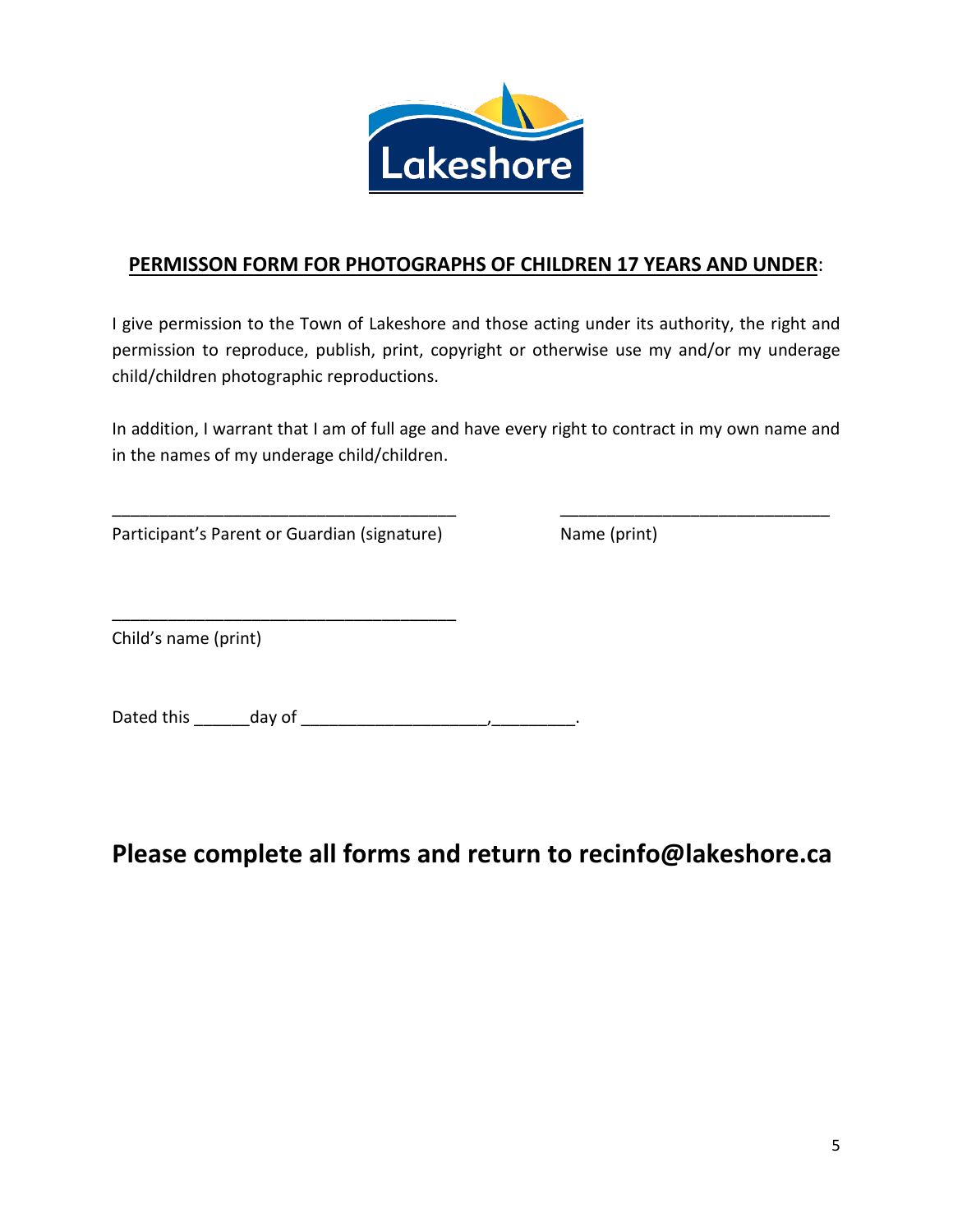Lakeshore

**PERMISSON FORM FOR PHOTOGRAPHS OF CHILDREN 17 YEARS AND UNDER**:

I give permission to the Town of Lakeshore and those acting under its authority, the right and permission to reproduce, publish, print, copyright or otherwise use my and/or my underage child/children photographic reproductions.

In addition, I warrant that I am of full age and have every right to contract in my own name and in the names of my underage child/children.

_____________________________________ _____________________________

Participant's Parent or Guardian (signature) Name (print)

_____________________________________

Child's name (print)

Dated this ______day of ____________________,_________.

## Please complete all forms and return to recinfo@lakeshore.ca